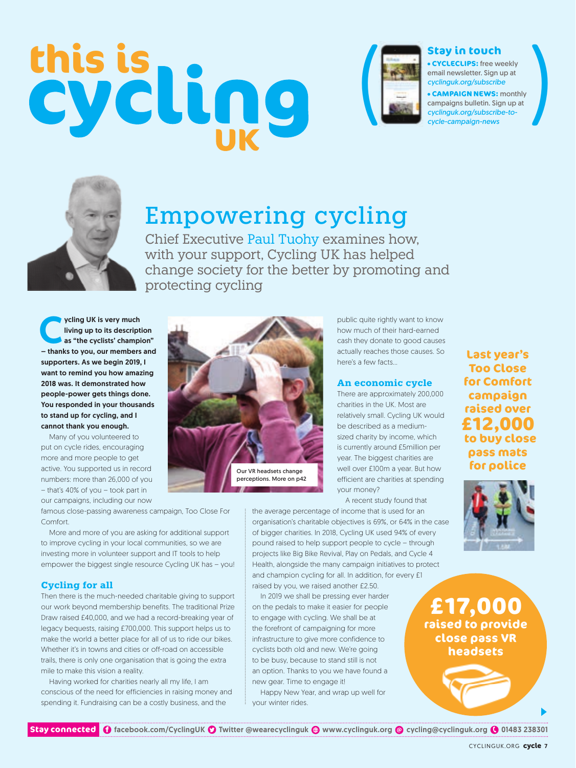# this is cycling UK

## Stay in touch

- **CYCLECLIPS:** free weekly email newsletter. Sign up at *cyclinguk.org/subscribe*
- **CAMPAIGN NEWS:** monthly campaigns bulletin. Sign up at *cyclinguk.org/subscribe-to-cycle-campaign-news*

# Empowering cycling

Chief Executive Paul Tuohy examines how, with your support, Cycling UK has helped change society for the better by promoting and protecting cycling

**Cycling UK is very much living up to its description as "the cyclists' champion" – thanks to you, our members and supporters. As we begin 2019, I want to remind you how amazing 2018 was. It demonstrated how people-power gets things done. You responded in your thousands to stand up for cycling, and I cannot thank you enough.**

Many of you volunteered to put on cycle rides, encouraging more and more people to get active. You supported us in record numbers: more than 26,000 of you – that's 40% of you – took part in our campaigns, including our now famous close-passing awareness campaign, Too Close For Comfort.

More and more of you are asking for additional support to improve cycling in your local communities, so we are investing more in volunteer support and IT tools to help empower the biggest single resource Cycling UK has – you!

Our VR headsets change perceptions. More on p42

### Cycling for all

Then there is the much-needed charitable giving to support our work beyond membership benefits. The traditional Prize Draw raised £40,000, and we had a record-breaking year of legacy bequests, raising £700,000. This support helps us to make the world a better place for all of us to ride our bikes. Whether it's in towns and cities or off-road on accessible trails, there is only one organisation that is going the extra mile to make this vision a reality.

Having worked for charities nearly all my life, I am conscious of the need for efficiencies in raising money and spending it. Fundraising can be a costly business, and the public quite rightly want to know how much of their hard-earned cash they donate to good causes actually reaches those causes. So here's a few facts…

### An economic cycle

There are approximately 200,000 charities in the UK. Most are relatively small. Cycling UK would be described as a medium-sized charity by income, which is currently around £5million per year. The biggest charities are well over £100m a year. But how efficient are charities at spending your money?

A recent study found that the average percentage of income that is used for an organisation's charitable objectives is 69%, or 64% in the case of bigger charities. In 2018, Cycling UK used 94% of every pound raised to help support people to cycle – through projects like Big Bike Revival, Play on Pedals, and Cycle 4 Health, alongside the many campaign initiatives to protect and champion cycling for all. In addition, for every £1 raised by you, we raised another £2.50.

In 2019 we shall be pressing ever harder on the pedals to make it easier for people to engage with cycling. We shall be at the forefront of campaigning for more infrastructure to give more confidence to cyclists both old and new. We're going to be busy, because to stand still is not an option. Thanks to you we have found a new gear. Time to engage it!

Happy New Year, and wrap up well for your winter rides.

**Last year's Too Close for Comfort campaign raised over £12,000 to buy close pass mats for police**

**£17,000 raised to provide close pass VR headsets**

**Stay connected** facebook.com/CyclingUK · Twitter @wearecyclinguk · www.cyclinguk.org · cycling@cyclinguk.org · 01483 238301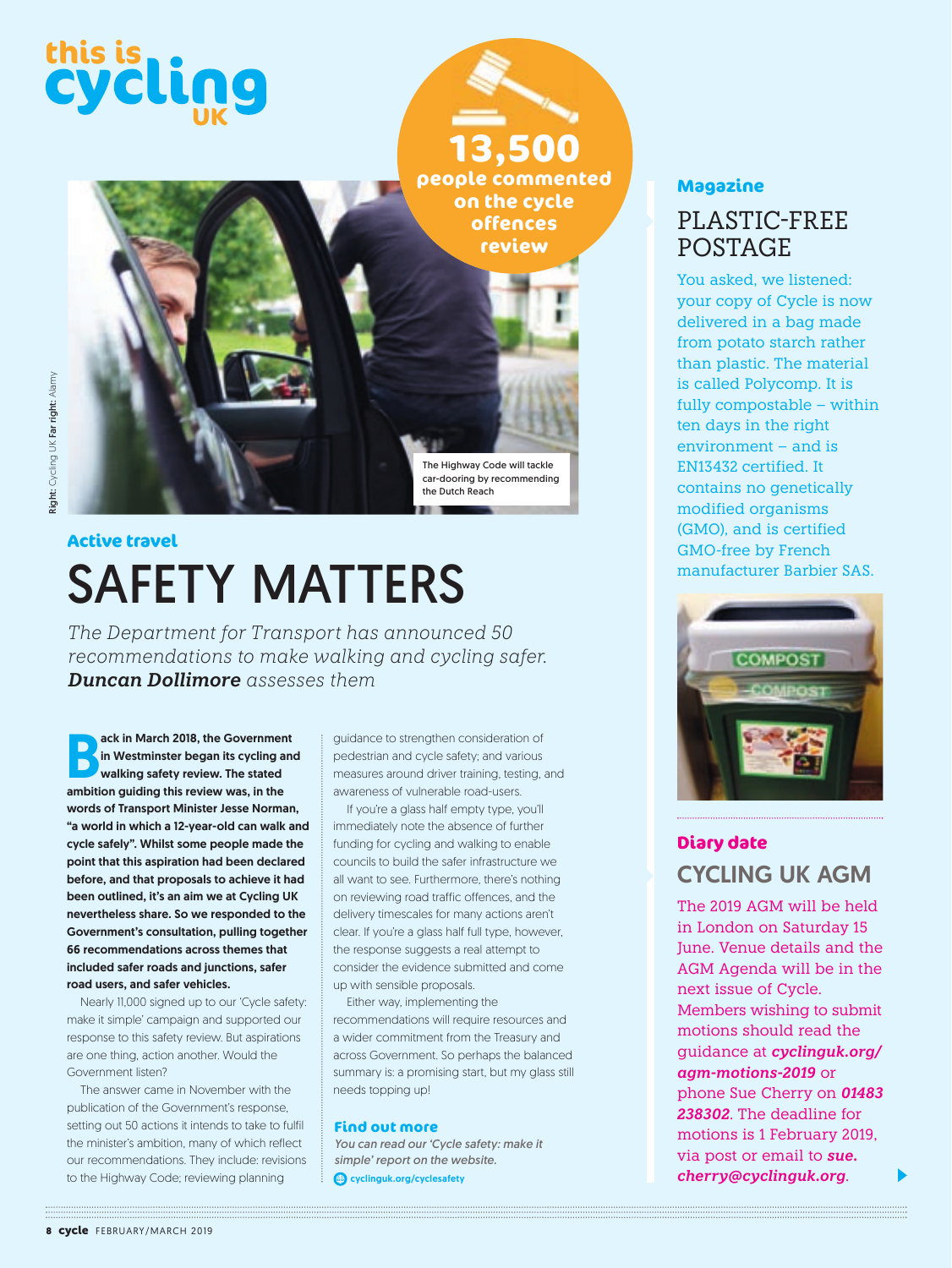# this is cycling UK

**13,500**
**people commented on the cycle offences review**

The Highway Code will tackle car-dooring by recommending the Dutch Reach

Right: Cycling UK Far right: Alamy

### Active travel

# SAFETY MATTERS

*The Department for Transport has announced 50 recommendations to make walking and cycling safer. **Duncan Dollimore** assesses them*

**Back in March 2018, the Government in Westminster began its cycling and walking safety review. The stated ambition guiding this review was, in the words of Transport Minister Jesse Norman, "a world in which a 12-year-old can walk and cycle safely". Whilst some people made the point that this aspiration had been declared before, and that proposals to achieve it had been outlined, it's an aim we at Cycling UK nevertheless share. So we responded to the Government's consultation, pulling together 66 recommendations across themes that included safer roads and junctions, safer road users, and safer vehicles.**

Nearly 11,000 signed up to our 'Cycle safety: make it simple' campaign and supported our response to this safety review. But aspirations are one thing, action another. Would the Government listen?

The answer came in November with the publication of the Government's response, setting out 50 actions it intends to take to fulfil the minister's ambition, many of which reflect our recommendations. They include: revisions to the Highway Code; reviewing planning guidance to strengthen consideration of pedestrian and cycle safety; and various measures around driver training, testing, and awareness of vulnerable road-users.

If you're a glass half empty type, you'll immediately note the absence of further funding for cycling and walking to enable councils to build the safer infrastructure we all want to see. Furthermore, there's nothing on reviewing road traffic offences, and the delivery timescales for many actions aren't clear. If you're a glass half full type, however, the response suggests a real attempt to consider the evidence submitted and come up with sensible proposals.

Either way, implementing the recommendations will require resources and a wider commitment from the Treasury and across Government. So perhaps the balanced summary is: a promising start, but my glass still needs topping up!

### Find out more

*You can read our 'Cycle safety: make it simple' report on the website.*

cyclinguk.org/cyclesafety

### Magazine

## PLASTIC-FREE POSTAGE

You asked, we listened: your copy of Cycle is now delivered in a bag made from potato starch rather than plastic. The material is called Polycomp. It is fully compostable – within ten days in the right environment – and is EN13432 certified. It contains no genetically modified organisms (GMO), and is certified GMO-free by French manufacturer Barbier SAS.

### Diary date

## CYCLING UK AGM

The 2019 AGM will be held in London on Saturday 15 June. Venue details and the AGM Agenda will be in the next issue of Cycle. Members wishing to submit motions should read the guidance at ***cyclinguk.org/agm-motions-2019*** or phone Sue Cherry on ***01483 238302***. The deadline for motions is 1 February 2019, via post or email to ***sue.cherry@cyclinguk.org***.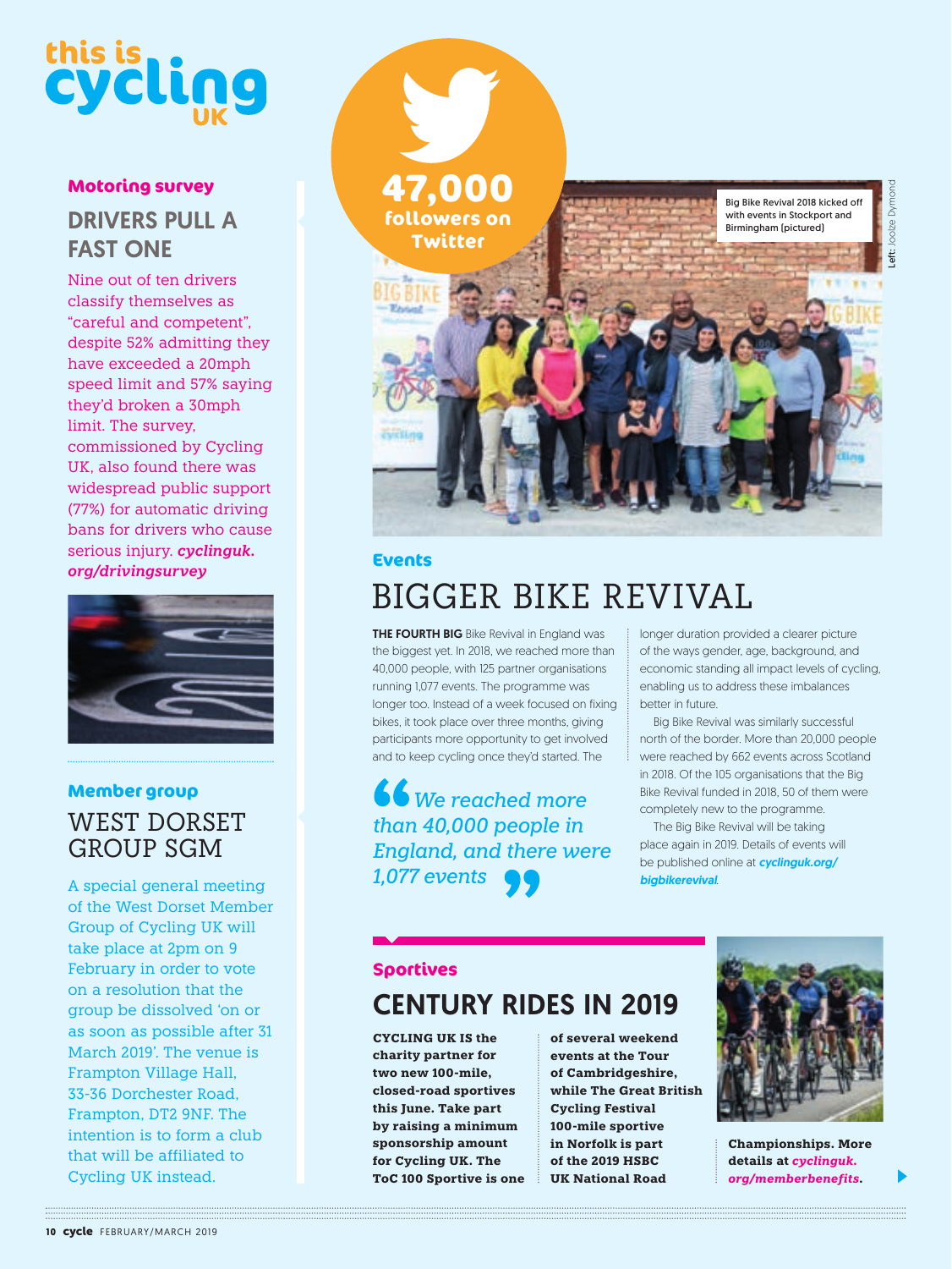# this is cycling UK

### Motoring survey

## DRIVERS PULL A FAST ONE

Nine out of ten drivers classify themselves as "careful and competent", despite 52% admitting they have exceeded a 20mph speed limit and 57% saying they'd broken a 30mph limit. The survey, commissioned by Cycling UK, also found there was widespread public support (77%) for automatic driving bans for drivers who cause serious injury. ***cyclinguk.org/drivingsurvey***

### Member group

## WEST DORSET GROUP SGM

A special general meeting of the West Dorset Member Group of Cycling UK will take place at 2pm on 9 February in order to vote on a resolution that the group be dissolved 'on or as soon as possible after 31 March 2019'. The venue is Frampton Village Hall, 33-36 Dorchester Road, Frampton, DT2 9NF. The intention is to form a club that will be affiliated to Cycling UK instead.

**47,000 followers on Twitter**

Big Bike Revival 2018 kicked off with events in Stockport and Birmingham (pictured)

Left: Joolze Dymond

### Events

## BIGGER BIKE REVIVAL

**THE FOURTH BIG** Bike Revival in England was the biggest yet. In 2018, we reached more than 40,000 people, with 125 partner organisations running 1,077 events. The programme was longer too. Instead of a week focused on fixing bikes, it took place over three months, giving participants more opportunity to get involved and to keep cycling once they'd started. The longer duration provided a clearer picture of the ways gender, age, background, and economic standing all impact levels of cycling, enabling us to address these imbalances better in future.

> *"We reached more than 40,000 people in England, and there were 1,077 events"*

Big Bike Revival was similarly successful north of the border. More than 20,000 people were reached by 662 events across Scotland in 2018. Of the 105 organisations that the Big Bike Revival funded in 2018, 50 of them were completely new to the programme.

The Big Bike Revival will be taking place again in 2019. Details of events will be published online at ***cyclinguk.org/bigbikerevival***.

### Sportives

## CENTURY RIDES IN 2019

**CYCLING UK IS the charity partner for two new 100-mile, closed-road sportives this June. Take part by raising a minimum sponsorship amount for Cycling UK. The ToC 100 Sportive is one of several weekend events at the Tour of Cambridgeshire, while The Great British Cycling Festival 100-mile sportive in Norfolk is part of the 2019 HSBC UK National Road Championships. More details at *cyclinguk.org/memberbenefits*.**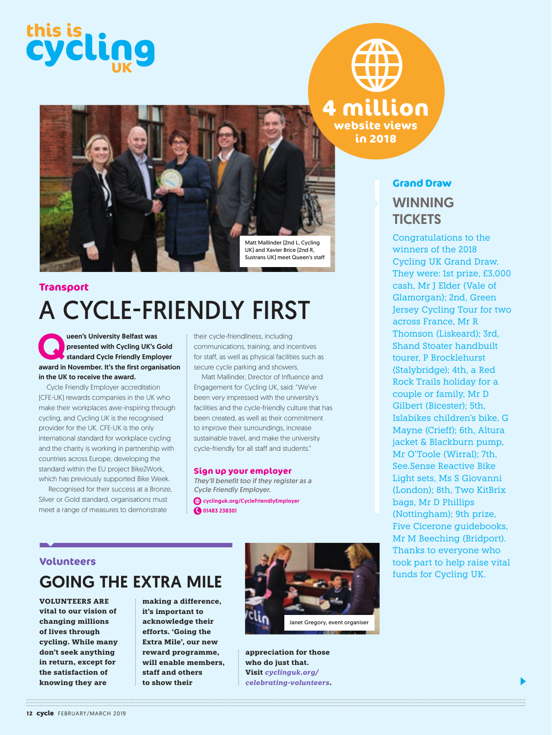this is cycling UK

**4 million** website views in 2018

Matt Mallinder (2nd L, Cycling UK) and Xavier Brice (2nd R, Sustrans UK) meet Queen's staff

### Transport

## A CYCLE-FRIENDLY FIRST

**Queen's University Belfast was presented with Cycling UK's Gold standard Cycle Friendly Employer award in November. It's the first organisation in the UK to receive the award.**

Cycle Friendly Employer accreditation (CFE-UK) rewards companies in the UK who make their workplaces awe-inspiring through cycling, and Cycling UK is the recognised provider for the UK. CFE-UK is the only international standard for workplace cycling and the charity is working in partnership with countries across Europe, developing the standard within the EU project Bike2Work, which has previously supported Bike Week.

Recognised for their success at a Bronze, Silver or Gold standard, organisations must meet a range of measures to demonstrate their cycle-friendliness, including communications, training, and incentives for staff, as well as physical facilities such as secure cycle parking and showers.

Matt Mallinder, Director of Influence and Engagement for Cycling UK, said: "We've been very impressed with the university's facilities and the cycle-friendly culture that has been created, as well as their commitment to improve their surroundings, increase sustainable travel, and make the university cycle-friendly for all staff and students."

**Sign up your employer**

*They'll benefit too if they register as a Cycle Friendly Employer.*

cyclinguk.org/CycleFriendlyEmployer

01483 238301

### Volunteers

## GOING THE EXTRA MILE

**VOLUNTEERS ARE vital to our vision of changing millions of lives through cycling. While many don't seek anything in return, except for the satisfaction of knowing they are making a difference, it's important to acknowledge their efforts. 'Going the Extra Mile', our new reward programme, will enable members, staff and others to show their appreciation for those who do just that. Visit *cyclinguk.org/celebrating-volunteers*.**

Janet Gregory, event organiser

### Grand Draw

## WINNING TICKETS

Congratulations to the winners of the 2018 Cycling UK Grand Draw. They were: 1st prize, £3,000 cash, Mr J Elder (Vale of Glamorgan); 2nd, Green Jersey Cycling Tour for two across France, Mr R Thomson (Liskeard); 3rd, Shand Stoater handbuilt tourer, P Brocklehurst (Stalybridge); 4th, a Red Rock Trails holiday for a couple or family, Mr D Gilbert (Bicester); 5th, Islabikes children's bike, G Mayne (Crieff); 6th, Altura jacket & Blackburn pump, Mr O'Toole (Wirral); 7th, See.Sense Reactive Bike Light sets, Ms S Giovanni (London); 8th, Two KitBrix bags, Mr D Phillips (Nottingham); 9th prize, Five Cicerone guidebooks, Mr M Beeching (Bridport). Thanks to everyone who took part to help raise vital funds for Cycling UK.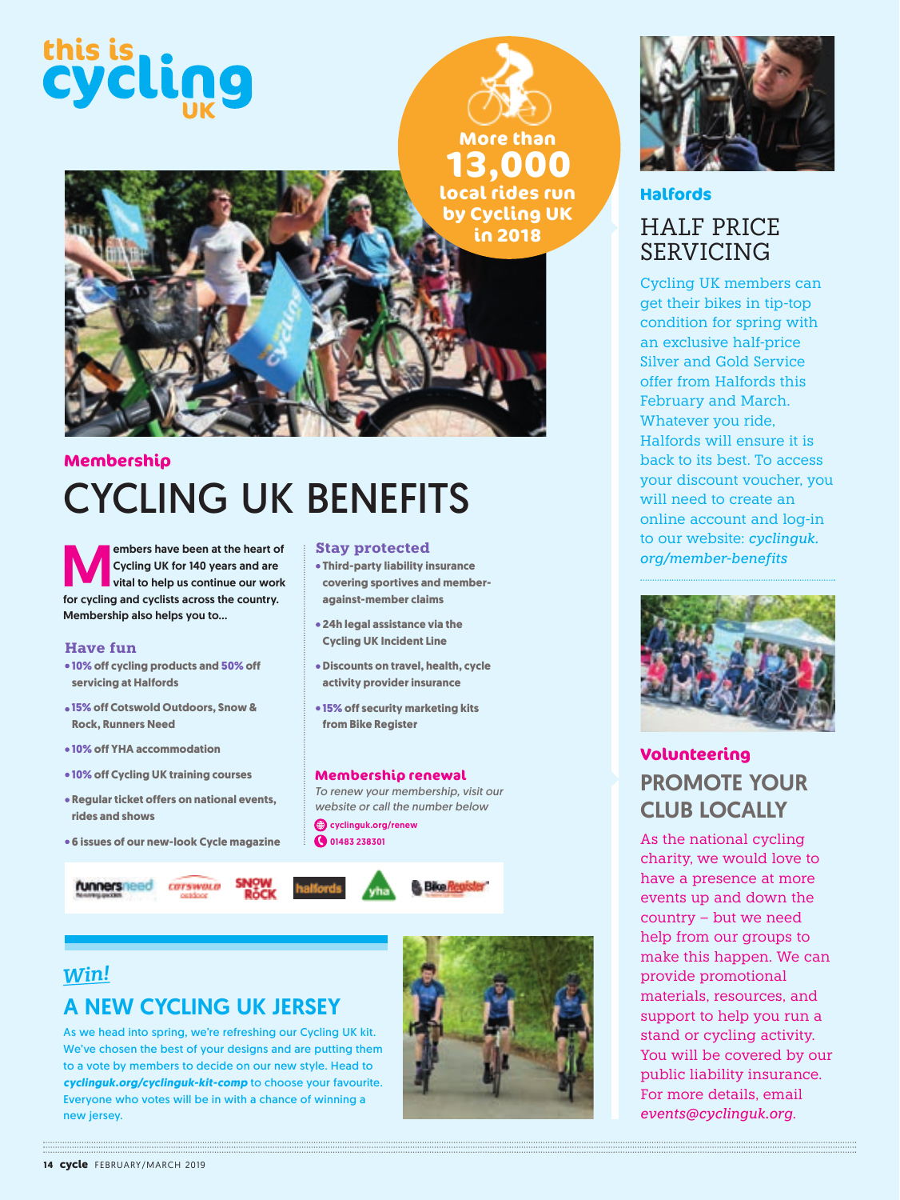# this is cycling UK

More than **13,000** local rides run by Cycling UK in 2018

## Membership

# CYCLING UK BENEFITS

**Members have been at the heart of Cycling UK for 140 years and are vital to help us continue our work for cycling and cyclists across the country. Membership also helps you to...**

### Have fun

- **10% off cycling products and 50% off servicing at Halfords**
- **15% off Cotswold Outdoors, Snow & Rock, Runners Need**
- **10% off YHA accommodation**
- **10% off Cycling UK training courses**
- **Regular ticket offers on national events, rides and shows**
- **6 issues of our new-look Cycle magazine**

### Stay protected

- **Third-party liability insurance covering sportives and member-against-member claims**
- **24h legal assistance via the Cycling UK Incident Line**
- **Discounts on travel, health, cycle activity provider insurance**
- **15% off security marketing kits from Bike Register**

### Membership renewal

*To renew your membership, visit our website or call the number below*

**cyclinguk.org/renew**

**01483 238301**

runnersneed · Cotswold outdoor · Snow Rock · halfords · yha · BikeRegister

## *Win!*

## A NEW CYCLING UK JERSEY

As we head into spring, we're refreshing our Cycling UK kit. We've chosen the best of your designs and are putting them to a vote by members to decide on our new style. Head to ***cyclinguk.org/cyclinguk-kit-comp*** to choose your favourite. Everyone who votes will be in with a chance of winning a new jersey.

## Halfords

## HALF PRICE SERVICING

Cycling UK members can get their bikes in tip-top condition for spring with an exclusive half-price Silver and Gold Service offer from Halfords this February and March. Whatever you ride, Halfords will ensure it is back to its best. To access your discount voucher, you will need to create an online account and log-in to our website: *cyclinguk.org/member-benefits*

## Volunteering

## PROMOTE YOUR CLUB LOCALLY

As the national cycling charity, we would love to have a presence at more events up and down the country – but we need help from our groups to make this happen. We can provide promotional materials, resources, and support to help you run a stand or cycling activity. You will be covered by our public liability insurance. For more details, email *events@cyclinguk.org*.